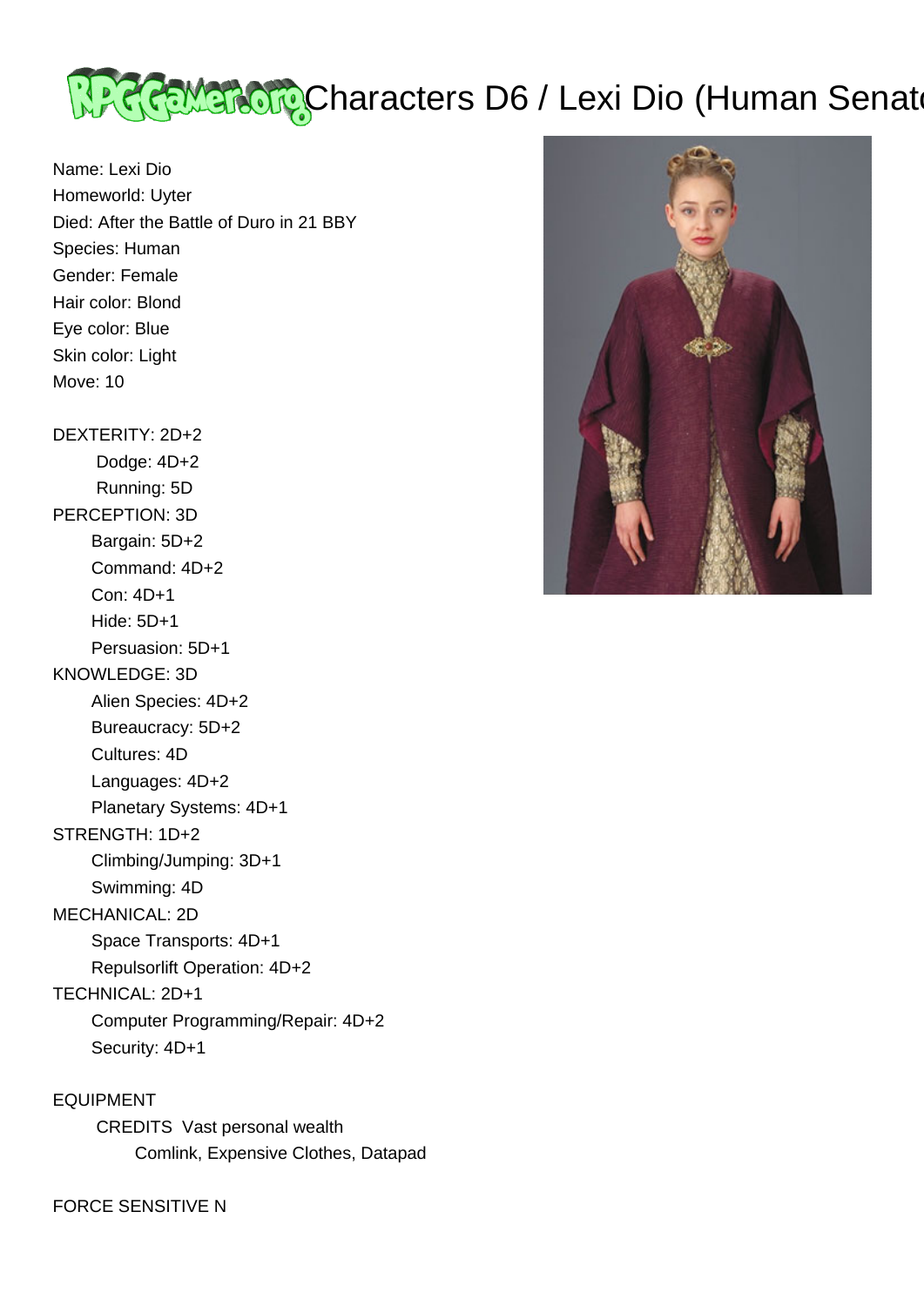# Characters D6 / Lexi Dio (Human Senat

Name: Lexi Dio
Homeworld: Uyter
Died: After the Battle of Duro in 21 BBY
Species: Human
Gender: Female
Hair color: Blond
Eye color: Blue
Skin color: Light
Move: 10

DEXTERITY: 2D+2
- Dodge: 4D+2
- Running: 5D

PERCEPTION: 3D
- Bargain: 5D+2
- Command: 4D+2
- Con: 4D+1
- Hide: 5D+1
- Persuasion: 5D+1

KNOWLEDGE: 3D
- Alien Species: 4D+2
- Bureaucracy: 5D+2
- Cultures: 4D
- Languages: 4D+2
- Planetary Systems: 4D+1

STRENGTH: 1D+2
- Climbing/Jumping: 3D+1
- Swimming: 4D

MECHANICAL: 2D
- Space Transports: 4D+1
- Repulsorlift Operation: 4D+2

TECHNICAL: 2D+1
- Computer Programming/Repair: 4D+2
- Security: 4D+1

EQUIPMENT
- CREDITS Vast personal wealth
  - Comlink, Expensive Clothes, Datapad

FORCE SENSITIVE N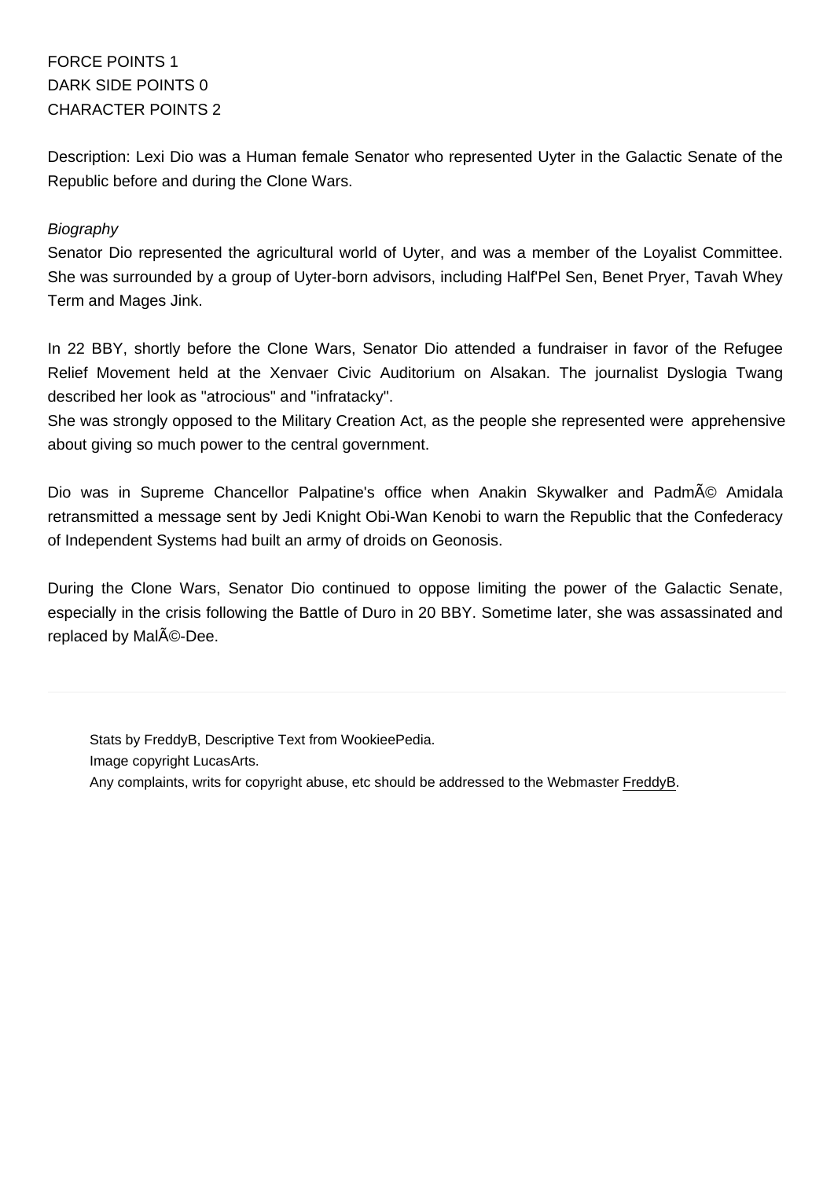FORCE POINTS 1
DARK SIDE POINTS 0
CHARACTER POINTS 2

Description: Lexi Dio was a Human female Senator who represented Uyter in the Galactic Senate of the Republic before and during the Clone Wars.

*Biography*

Senator Dio represented the agricultural world of Uyter, and was a member of the Loyalist Committee. She was surrounded by a group of Uyter-born advisors, including Half'Pel Sen, Benet Pryer, Tavah Whey Term and Mages Jink.

In 22 BBY, shortly before the Clone Wars, Senator Dio attended a fundraiser in favor of the Refugee Relief Movement held at the Xenvaer Civic Auditorium on Alsakan. The journalist Dyslogia Twang described her look as "atrocious" and "infratacky".

She was strongly opposed to the Military Creation Act, as the people she represented were apprehensive about giving so much power to the central government.

Dio was in Supreme Chancellor Palpatine's office when Anakin Skywalker and PadmÃ© Amidala retransmitted a message sent by Jedi Knight Obi-Wan Kenobi to warn the Republic that the Confederacy of Independent Systems had built an army of droids on Geonosis.

During the Clone Wars, Senator Dio continued to oppose limiting the power of the Galactic Senate, especially in the crisis following the Battle of Duro in 20 BBY. Sometime later, she was assassinated and replaced by MalÃ©-Dee.

---

Stats by FreddyB, Descriptive Text from WookieePedia.
Image copyright LucasArts.
Any complaints, writs for copyright abuse, etc should be addressed to the Webmaster FreddyB.